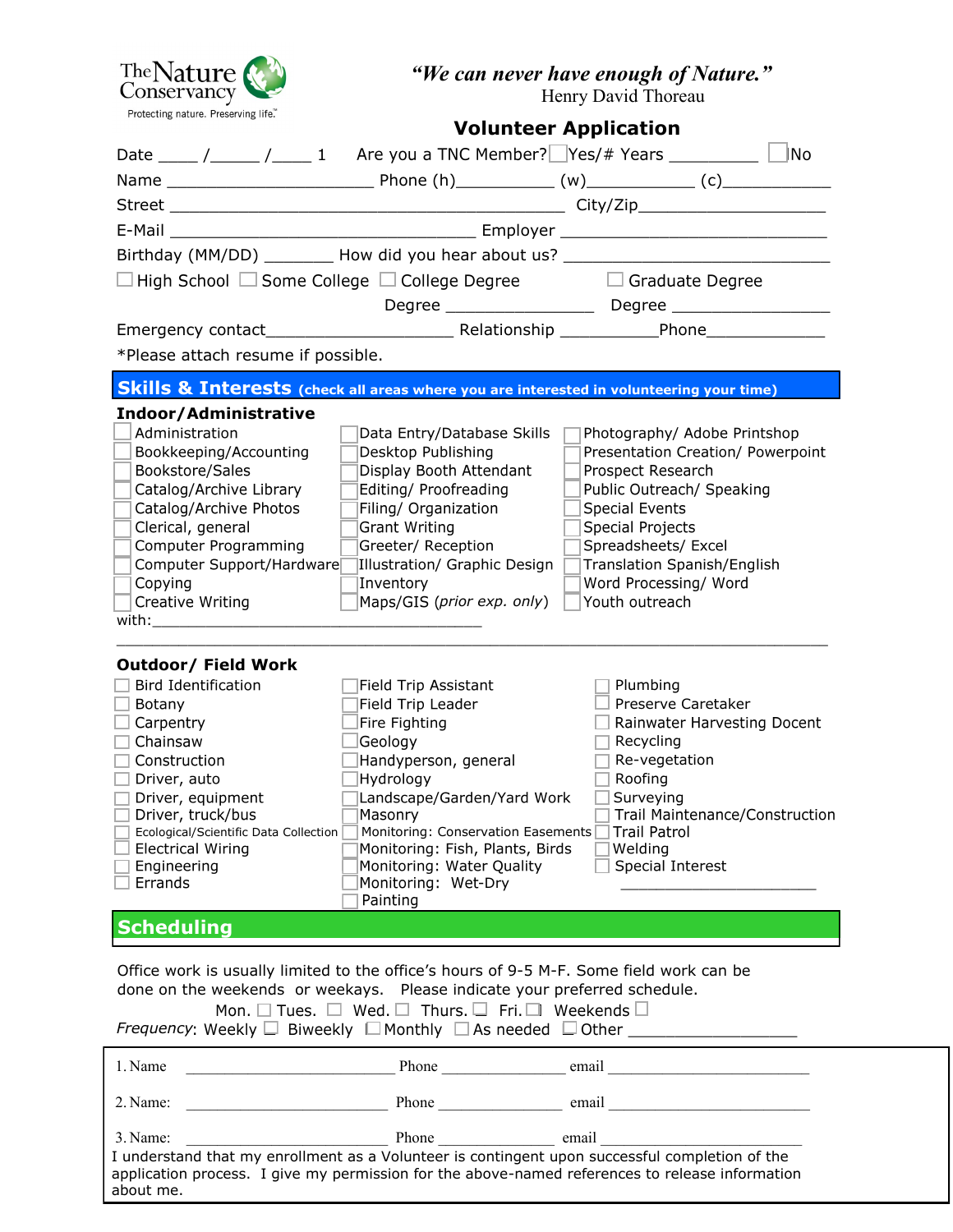The Nature Conservancy
Protecting nature. Preserving life.™

*"We can never have enough of Nature."*
Henry David Thoreau

## Volunteer Application

Date ____ /_____ /____ 1   Are you a TNC Member? ☐ Yes/# Years _________ ☐ No

Name _____________________ Phone (h)___________ (w)___________ (c)___________

Street _______________________________________ City/Zip__________________

E-Mail ______________________________ Employer ___________________________

Birthday (MM/DD) _______ How did you hear about us? ________________________

☐ High School ☐ Some College ☐ College Degree ☐ Graduate Degree

Degree _______________ Degree ________________

Emergency contact__________________ Relationship __________Phone____________

*Please attach resume if possible.

## Skills & Interests (check all areas where you are interested in volunteering your time)

### Indoor/Administrative

- ☐ Administration
- ☐ Bookkeeping/Accounting
- ☐ Bookstore/Sales
- ☐ Catalog/Archive Library
- ☐ Catalog/Archive Photos
- ☐ Clerical, general
- ☐ Computer Programming
- ☐ Computer Support/Hardware
- ☐ Copying
- ☐ Creative Writing
- ☐ Data Entry/Database Skills
- ☐ Desktop Publishing
- ☐ Display Booth Attendant
- ☐ Editing/ Proofreading
- ☐ Filing/ Organization
- ☐ Grant Writing
- ☐ Greeter/ Reception
- ☐ Illustration/ Graphic Design
- ☐ Inventory
- ☐ Maps/GIS (*prior exp. only*)
- ☐ Photography/ Adobe Printshop
- ☐ Presentation Creation/ Powerpoint
- ☐ Prospect Research
- ☐ Public Outreach/ Speaking
- ☐ Special Events
- ☐ Special Projects
- ☐ Spreadsheets/ Excel
- ☐ Translation Spanish/English
- ☐ Word Processing/ Word
- ☐ Youth outreach

with:_______________________________________

_______________________________________________________________________

### Outdoor/ Field Work

- ☐ Bird Identification
- ☐ Botany
- ☐ Carpentry
- ☐ Chainsaw
- ☐ Construction
- ☐ Driver, auto
- ☐ Driver, equipment
- ☐ Driver, truck/bus
- ☐ Ecological/Scientific Data Collection
- ☐ Electrical Wiring
- ☐ Engineering
- ☐ Errands
- ☐ Field Trip Assistant
- ☐ Field Trip Leader
- ☐ Fire Fighting
- ☐ Geology
- ☐ Handyperson, general
- ☐ Hydrology
- ☐ Landscape/Garden/Yard Work
- ☐ Masonry
- ☐ Monitoring: Conservation Easements
- ☐ Monitoring: Fish, Plants, Birds
- ☐ Monitoring: Water Quality
- ☐ Monitoring: Wet-Dry
- ☐ Painting
- ☐ Plumbing
- ☐ Preserve Caretaker
- ☐ Rainwater Harvesting Docent
- ☐ Recycling
- ☐ Re-vegetation
- ☐ Roofing
- ☐ Surveying
- ☐ Trail Maintenance/Construction
- ☐ Trail Patrol
- ☐ Welding
- ☐ Special Interest ______________________

## Scheduling

Office work is usually limited to the office's hours of 9-5 M-F. Some field work can be done on the weekends or weekays. Please indicate your preferred schedule.

Mon. ☐ Tues. ☐ Wed. ☐ Thurs. ☐ Fri. ☐ Weekends ☐

*Frequency*: Weekly ☐ Biweekly ☐ Monthly ☐ As needed ☐ Other _______________

1. Name ______________________ Phone _____________ email ____________________

2. Name: ______________________ Phone _____________ email ____________________

3. Name: ______________________ Phone _____________ email ____________________

I understand that my enrollment as a Volunteer is contingent upon successful completion of the application process. I give my permission for the above-named references to release information about me.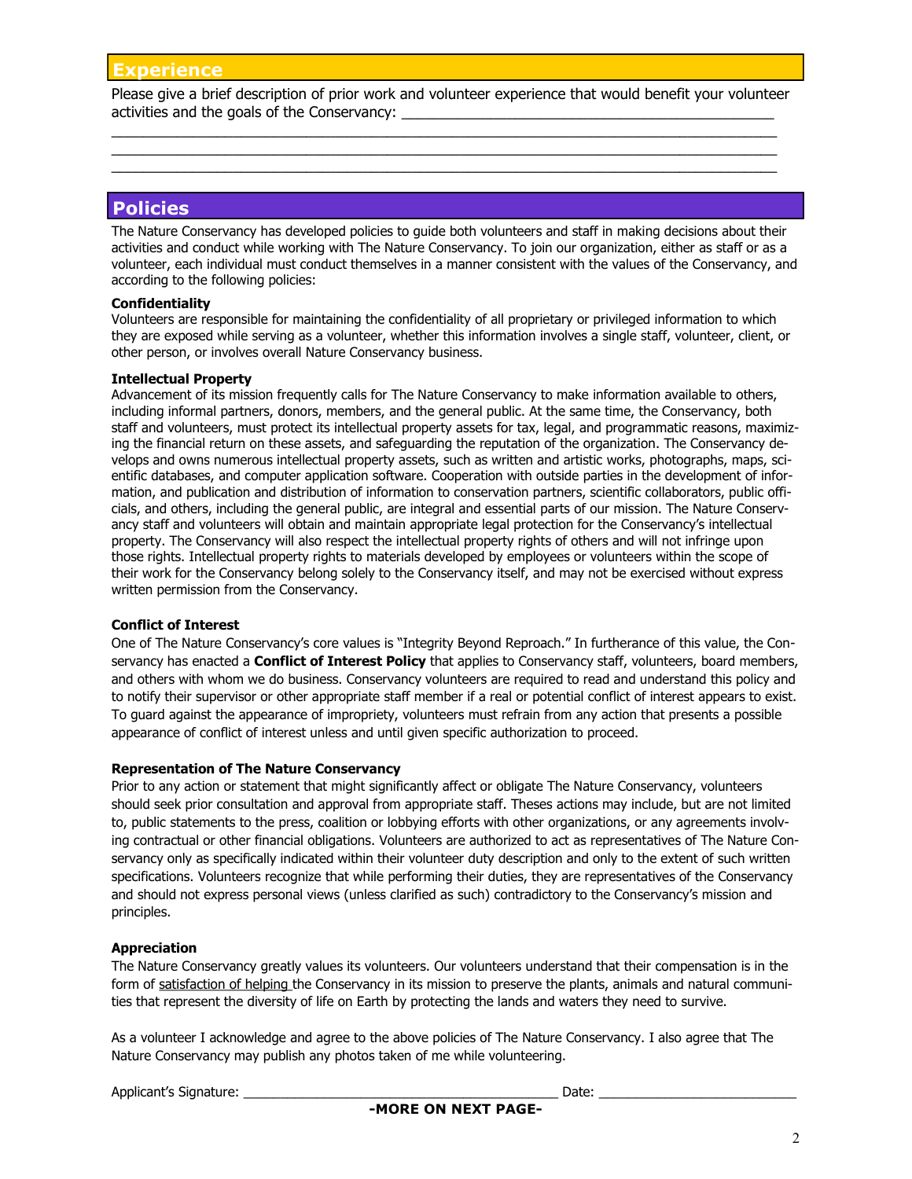## Experience

Please give a brief description of prior work and volunteer experience that would benefit your volunteer activities and the goals of the Conservancy: ______________________________________________

_____________________________________________________________________________________
_____________________________________________________________________________________
_____________________________________________________________________________________

## Policies

The Nature Conservancy has developed policies to guide both volunteers and staff in making decisions about their activities and conduct while working with The Nature Conservancy. To join our organization, either as staff or as a volunteer, each individual must conduct themselves in a manner consistent with the values of the Conservancy, and according to the following policies:

**Confidentiality**

Volunteers are responsible for maintaining the confidentiality of all proprietary or privileged information to which they are exposed while serving as a volunteer, whether this information involves a single staff, volunteer, client, or other person, or involves overall Nature Conservancy business.

**Intellectual Property**

Advancement of its mission frequently calls for The Nature Conservancy to make information available to others, including informal partners, donors, members, and the general public. At the same time, the Conservancy, both staff and volunteers, must protect its intellectual property assets for tax, legal, and programmatic reasons, maximizing the financial return on these assets, and safeguarding the reputation of the organization. The Conservancy develops and owns numerous intellectual property assets, such as written and artistic works, photographs, maps, scientific databases, and computer application software. Cooperation with outside parties in the development of information, and publication and distribution of information to conservation partners, scientific collaborators, public officials, and others, including the general public, are integral and essential parts of our mission. The Nature Conservancy staff and volunteers will obtain and maintain appropriate legal protection for the Conservancy's intellectual property. The Conservancy will also respect the intellectual property rights of others and will not infringe upon those rights. Intellectual property rights to materials developed by employees or volunteers within the scope of their work for the Conservancy belong solely to the Conservancy itself, and may not be exercised without express written permission from the Conservancy.

**Conflict of Interest**

One of The Nature Conservancy's core values is "Integrity Beyond Reproach." In furtherance of this value, the Conservancy has enacted a **Conflict of Interest Policy** that applies to Conservancy staff, volunteers, board members, and others with whom we do business. Conservancy volunteers are required to read and understand this policy and to notify their supervisor or other appropriate staff member if a real or potential conflict of interest appears to exist. To guard against the appearance of impropriety, volunteers must refrain from any action that presents a possible appearance of conflict of interest unless and until given specific authorization to proceed.

**Representation of The Nature Conservancy**

Prior to any action or statement that might significantly affect or obligate The Nature Conservancy, volunteers should seek prior consultation and approval from appropriate staff. Theses actions may include, but are not limited to, public statements to the press, coalition or lobbying efforts with other organizations, or any agreements involving contractual or other financial obligations. Volunteers are authorized to act as representatives of The Nature Conservancy only as specifically indicated within their volunteer duty description and only to the extent of such written specifications. Volunteers recognize that while performing their duties, they are representatives of the Conservancy and should not express personal views (unless clarified as such) contradictory to the Conservancy's mission and principles.

**Appreciation**

The Nature Conservancy greatly values its volunteers. Our volunteers understand that their compensation is in the form of satisfaction of helping the Conservancy in its mission to preserve the plants, animals and natural communities that represent the diversity of life on Earth by protecting the lands and waters they need to survive.

As a volunteer I acknowledge and agree to the above policies of The Nature Conservancy. I also agree that The Nature Conservancy may publish any photos taken of me while volunteering.

Applicant's Signature: ___________________________________________ Date: __________________________

**-MORE ON NEXT PAGE-**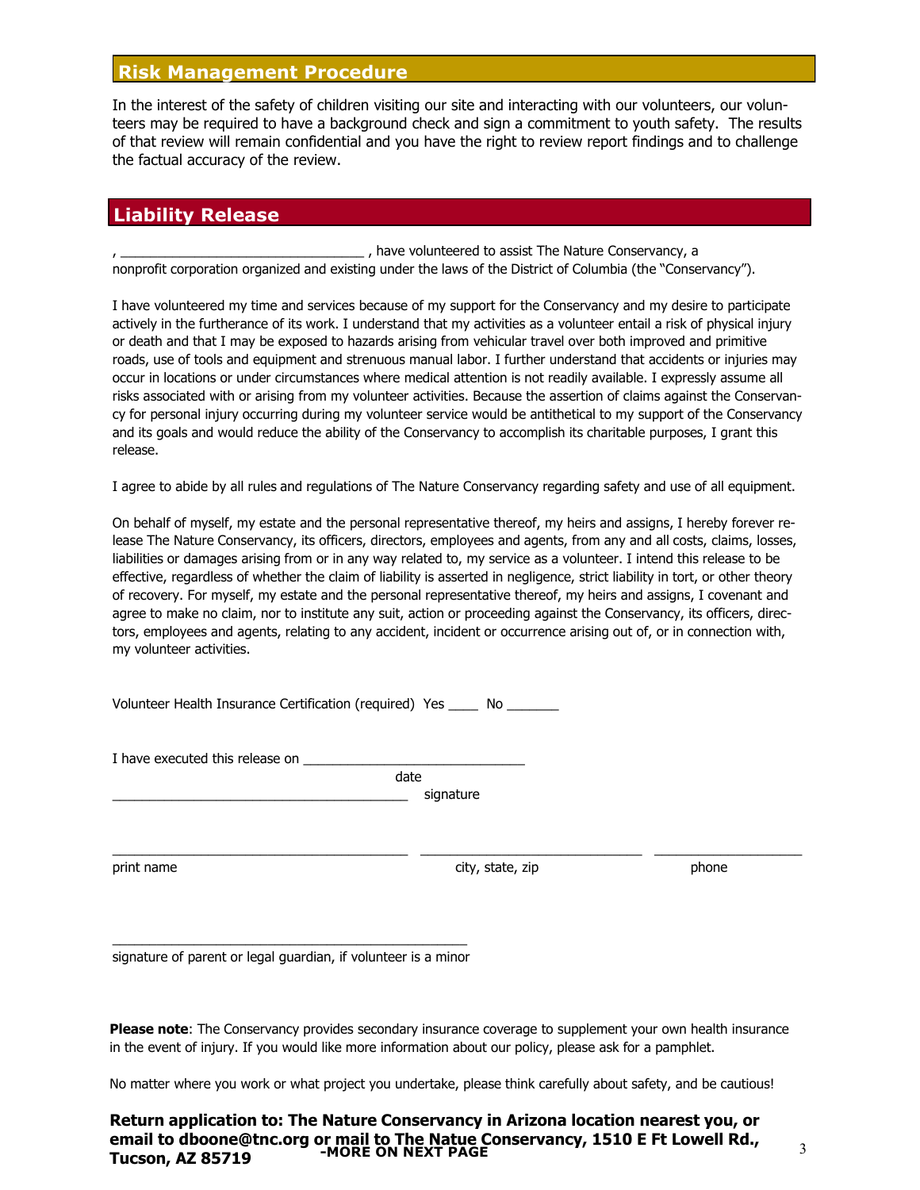## Risk Management Procedure

In the interest of the safety of children visiting our site and interacting with our volunteers, our volunteers may be required to have a background check and sign a commitment to youth safety. The results of that review will remain confidential and you have the right to review report findings and to challenge the factual accuracy of the review.

## Liability Release

, ________________________________ , have volunteered to assist The Nature Conservancy, a nonprofit corporation organized and existing under the laws of the District of Columbia (the "Conservancy").

I have volunteered my time and services because of my support for the Conservancy and my desire to participate actively in the furtherance of its work. I understand that my activities as a volunteer entail a risk of physical injury or death and that I may be exposed to hazards arising from vehicular travel over both improved and primitive roads, use of tools and equipment and strenuous manual labor. I further understand that accidents or injuries may occur in locations or under circumstances where medical attention is not readily available. I expressly assume all risks associated with or arising from my volunteer activities. Because the assertion of claims against the Conservancy for personal injury occurring during my volunteer service would be antithetical to my support of the Conservancy and its goals and would reduce the ability of the Conservancy to accomplish its charitable purposes, I grant this release.

I agree to abide by all rules and regulations of The Nature Conservancy regarding safety and use of all equipment.

On behalf of myself, my estate and the personal representative thereof, my heirs and assigns, I hereby forever release The Nature Conservancy, its officers, directors, employees and agents, from any and all costs, claims, losses, liabilities or damages arising from or in any way related to, my service as a volunteer. I intend this release to be effective, regardless of whether the claim of liability is asserted in negligence, strict liability in tort, or other theory of recovery. For myself, my estate and the personal representative thereof, my heirs and assigns, I covenant and agree to make no claim, nor to institute any suit, action or proceeding against the Conservancy, its officers, directors, employees and agents, relating to any accident, incident or occurrence arising out of, or in connection with, my volunteer activities.

Volunteer Health Insurance Certification (required) Yes ____ No _______

I have executed this release on ______________________________
date

________________________________________ signature

________________________________________ ______________________________ ____________________
print name city, state, zip phone

________________________________________________
signature of parent or legal guardian, if volunteer is a minor

**Please note**: The Conservancy provides secondary insurance coverage to supplement your own health insurance in the event of injury. If you would like more information about our policy, please ask for a pamphlet.

No matter where you work or what project you undertake, please think carefully about safety, and be cautious!

**Return application to: The Nature Conservancy in Arizona location nearest you, or email to dboone@tnc.org or mail to The Natue Conservancy, 1510 E Ft Lowell Rd., Tucson, AZ 85719**

**-MORE ON NEXT PAGE**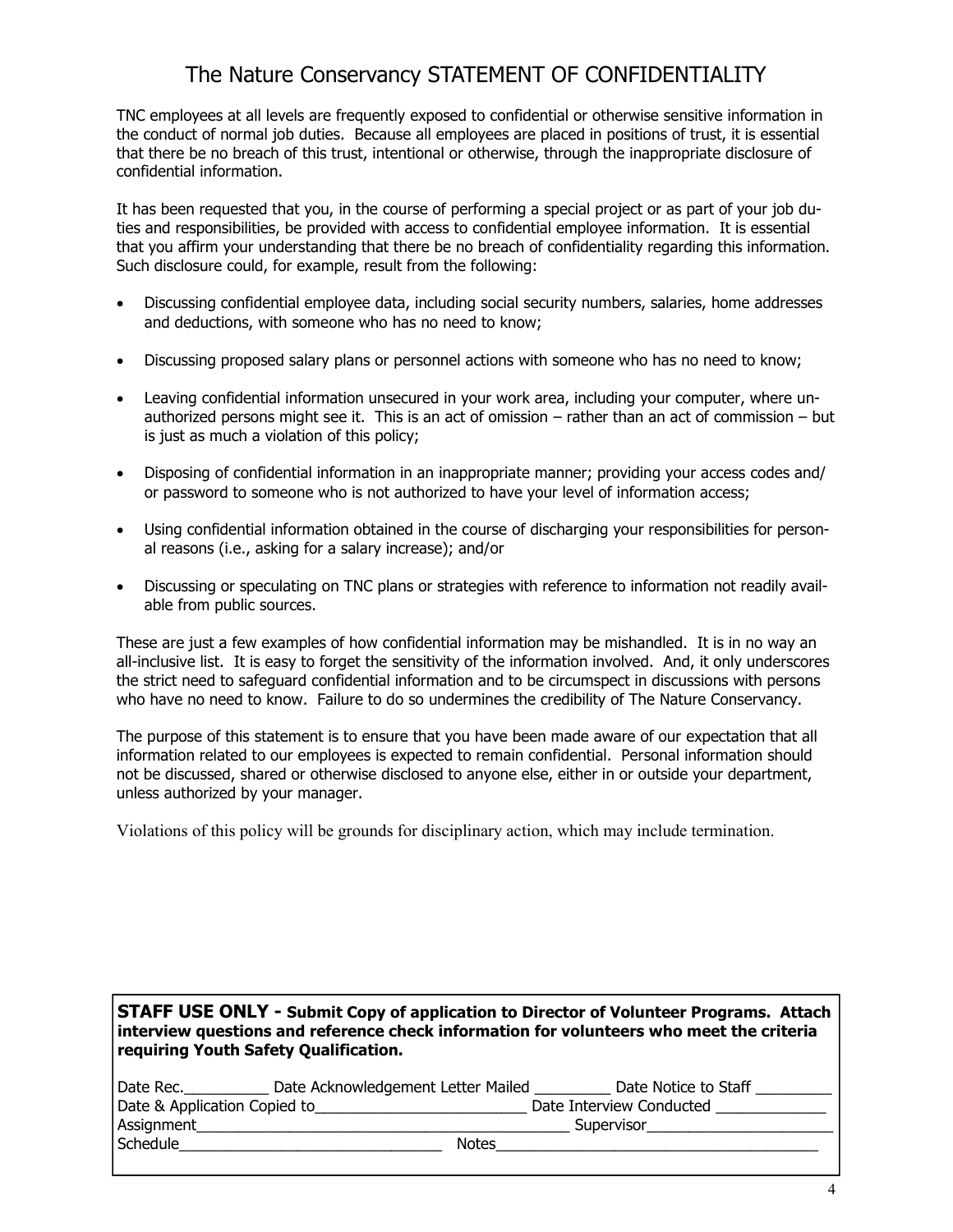# The Nature Conservancy STATEMENT OF CONFIDENTIALITY

TNC employees at all levels are frequently exposed to confidential or otherwise sensitive information in the conduct of normal job duties. Because all employees are placed in positions of trust, it is essential that there be no breach of this trust, intentional or otherwise, through the inappropriate disclosure of confidential information.

It has been requested that you, in the course of performing a special project or as part of your job duties and responsibilities, be provided with access to confidential employee information. It is essential that you affirm your understanding that there be no breach of confidentiality regarding this information. Such disclosure could, for example, result from the following:

- Discussing confidential employee data, including social security numbers, salaries, home addresses and deductions, with someone who has no need to know;
- Discussing proposed salary plans or personnel actions with someone who has no need to know;
- Leaving confidential information unsecured in your work area, including your computer, where unauthorized persons might see it. This is an act of omission – rather than an act of commission – but is just as much a violation of this policy;
- Disposing of confidential information in an inappropriate manner; providing your access codes and/or password to someone who is not authorized to have your level of information access;
- Using confidential information obtained in the course of discharging your responsibilities for personal reasons (i.e., asking for a salary increase); and/or
- Discussing or speculating on TNC plans or strategies with reference to information not readily available from public sources.

These are just a few examples of how confidential information may be mishandled. It is in no way an all-inclusive list. It is easy to forget the sensitivity of the information involved. And, it only underscores the strict need to safeguard confidential information and to be circumspect in discussions with persons who have no need to know. Failure to do so undermines the credibility of The Nature Conservancy.

The purpose of this statement is to ensure that you have been made aware of our expectation that all information related to our employees is expected to remain confidential. Personal information should not be discussed, shared or otherwise disclosed to anyone else, either in or outside your department, unless authorized by your manager.

Violations of this policy will be grounds for disciplinary action, which may include termination.

**STAFF USE ONLY - Submit Copy of application to Director of Volunteer Programs. Attach interview questions and reference check information for volunteers who meet the criteria requiring Youth Safety Qualification.**

Date Rec.__________ Date Acknowledgement Letter Mailed _________ Date Notice to Staff _________

Date & Application Copied to_________________________ Date Interview Conducted _____________

Assignment____________________________________________ Supervisor_____________________

Schedule_______________________________ Notes______________________________________